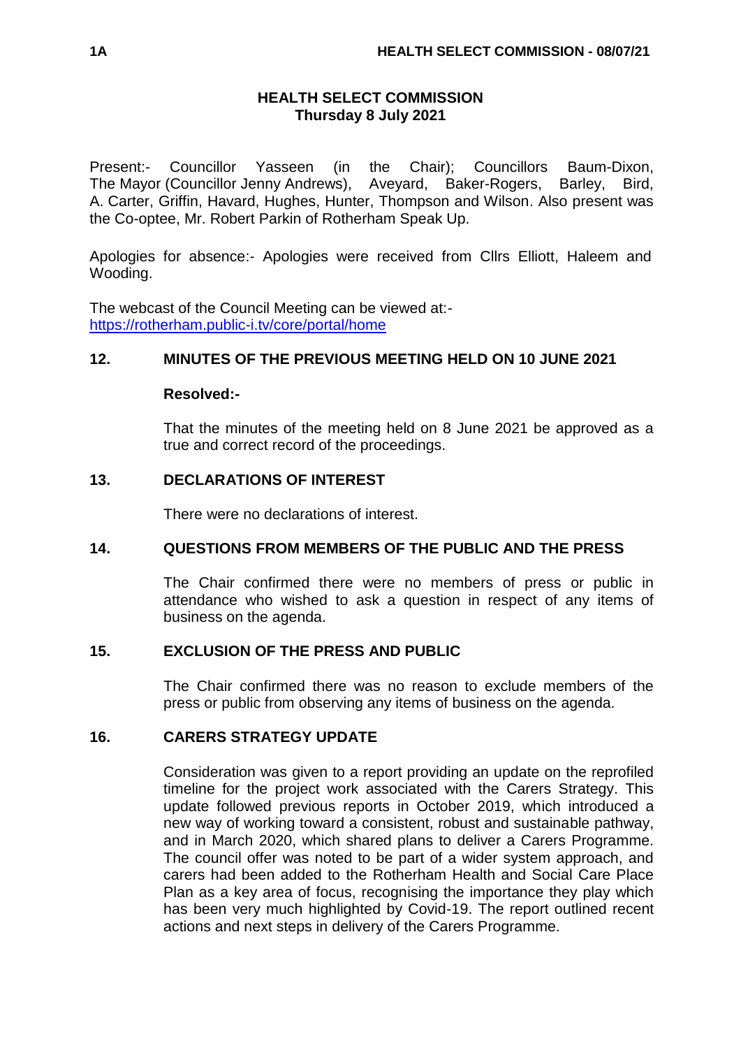# HEALTH SELECT COMMISSION
**Thursday 8 July 2021**

Present:- Councillor Yasseen (in the Chair); Councillors Baum-Dixon, The Mayor (Councillor Jenny Andrews), Aveyard, Baker-Rogers, Barley, Bird, A. Carter, Griffin, Havard, Hughes, Hunter, Thompson and Wilson. Also present was the Co-optee, Mr. Robert Parkin of Rotherham Speak Up.

Apologies for absence:- Apologies were received from Cllrs Elliott, Haleem and Wooding.

The webcast of the Council Meeting can be viewed at:- https://rotherham.public-i.tv/core/portal/home

## 12. MINUTES OF THE PREVIOUS MEETING HELD ON 10 JUNE 2021

**Resolved:-**

That the minutes of the meeting held on 8 June 2021 be approved as a true and correct record of the proceedings.

## 13. DECLARATIONS OF INTEREST

There were no declarations of interest.

## 14. QUESTIONS FROM MEMBERS OF THE PUBLIC AND THE PRESS

The Chair confirmed there were no members of press or public in attendance who wished to ask a question in respect of any items of business on the agenda.

## 15. EXCLUSION OF THE PRESS AND PUBLIC

The Chair confirmed there was no reason to exclude members of the press or public from observing any items of business on the agenda.

## 16. CARERS STRATEGY UPDATE

Consideration was given to a report providing an update on the reprofiled timeline for the project work associated with the Carers Strategy. This update followed previous reports in October 2019, which introduced a new way of working toward a consistent, robust and sustainable pathway, and in March 2020, which shared plans to deliver a Carers Programme. The council offer was noted to be part of a wider system approach, and carers had been added to the Rotherham Health and Social Care Place Plan as a key area of focus, recognising the importance they play which has been very much highlighted by Covid-19. The report outlined recent actions and next steps in delivery of the Carers Programme.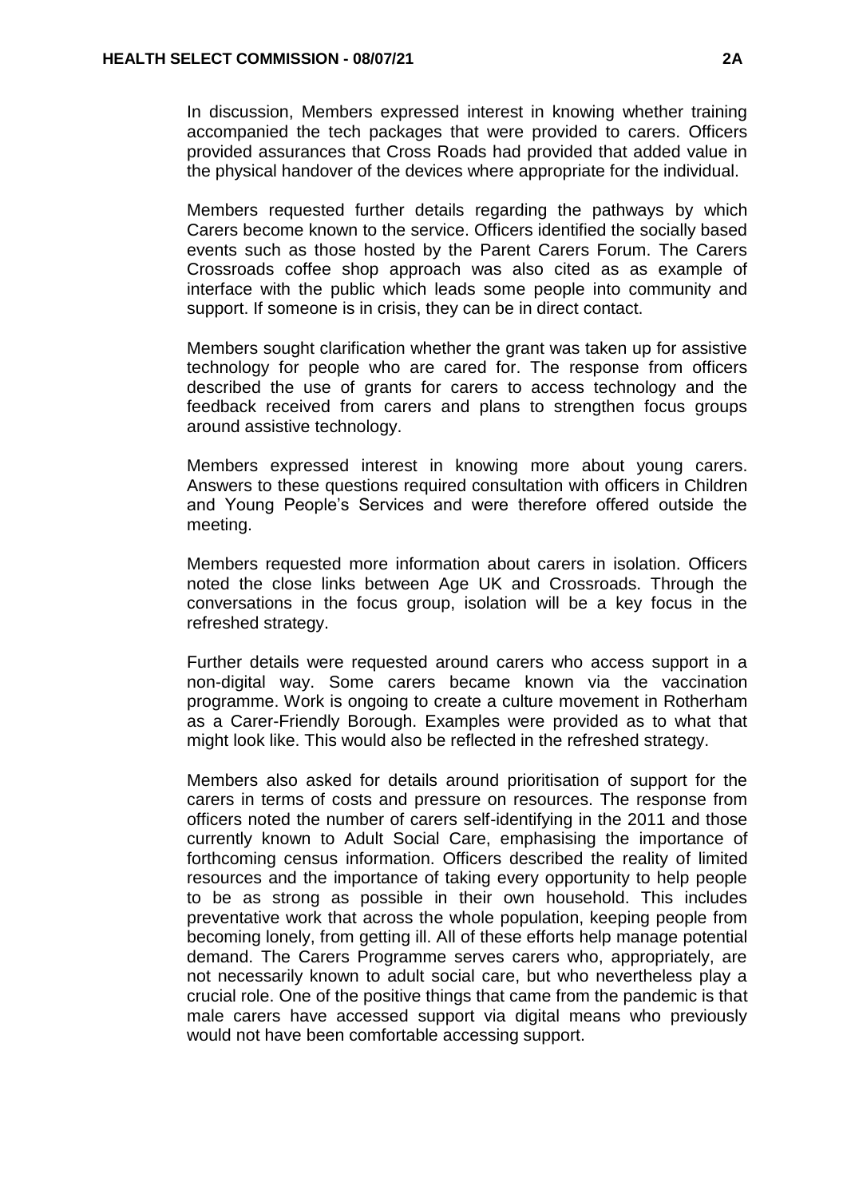In discussion, Members expressed interest in knowing whether training accompanied the tech packages that were provided to carers. Officers provided assurances that Cross Roads had provided that added value in the physical handover of the devices where appropriate for the individual.

Members requested further details regarding the pathways by which Carers become known to the service. Officers identified the socially based events such as those hosted by the Parent Carers Forum. The Carers Crossroads coffee shop approach was also cited as as example of interface with the public which leads some people into community and support. If someone is in crisis, they can be in direct contact.

Members sought clarification whether the grant was taken up for assistive technology for people who are cared for. The response from officers described the use of grants for carers to access technology and the feedback received from carers and plans to strengthen focus groups around assistive technology.

Members expressed interest in knowing more about young carers. Answers to these questions required consultation with officers in Children and Young People's Services and were therefore offered outside the meeting.

Members requested more information about carers in isolation. Officers noted the close links between Age UK and Crossroads. Through the conversations in the focus group, isolation will be a key focus in the refreshed strategy.

Further details were requested around carers who access support in a non-digital way. Some carers became known via the vaccination programme. Work is ongoing to create a culture movement in Rotherham as a Carer-Friendly Borough. Examples were provided as to what that might look like. This would also be reflected in the refreshed strategy.

Members also asked for details around prioritisation of support for the carers in terms of costs and pressure on resources. The response from officers noted the number of carers self-identifying in the 2011 and those currently known to Adult Social Care, emphasising the importance of forthcoming census information. Officers described the reality of limited resources and the importance of taking every opportunity to help people to be as strong as possible in their own household. This includes preventative work that across the whole population, keeping people from becoming lonely, from getting ill. All of these efforts help manage potential demand. The Carers Programme serves carers who, appropriately, are not necessarily known to adult social care, but who nevertheless play a crucial role. One of the positive things that came from the pandemic is that male carers have accessed support via digital means who previously would not have been comfortable accessing support.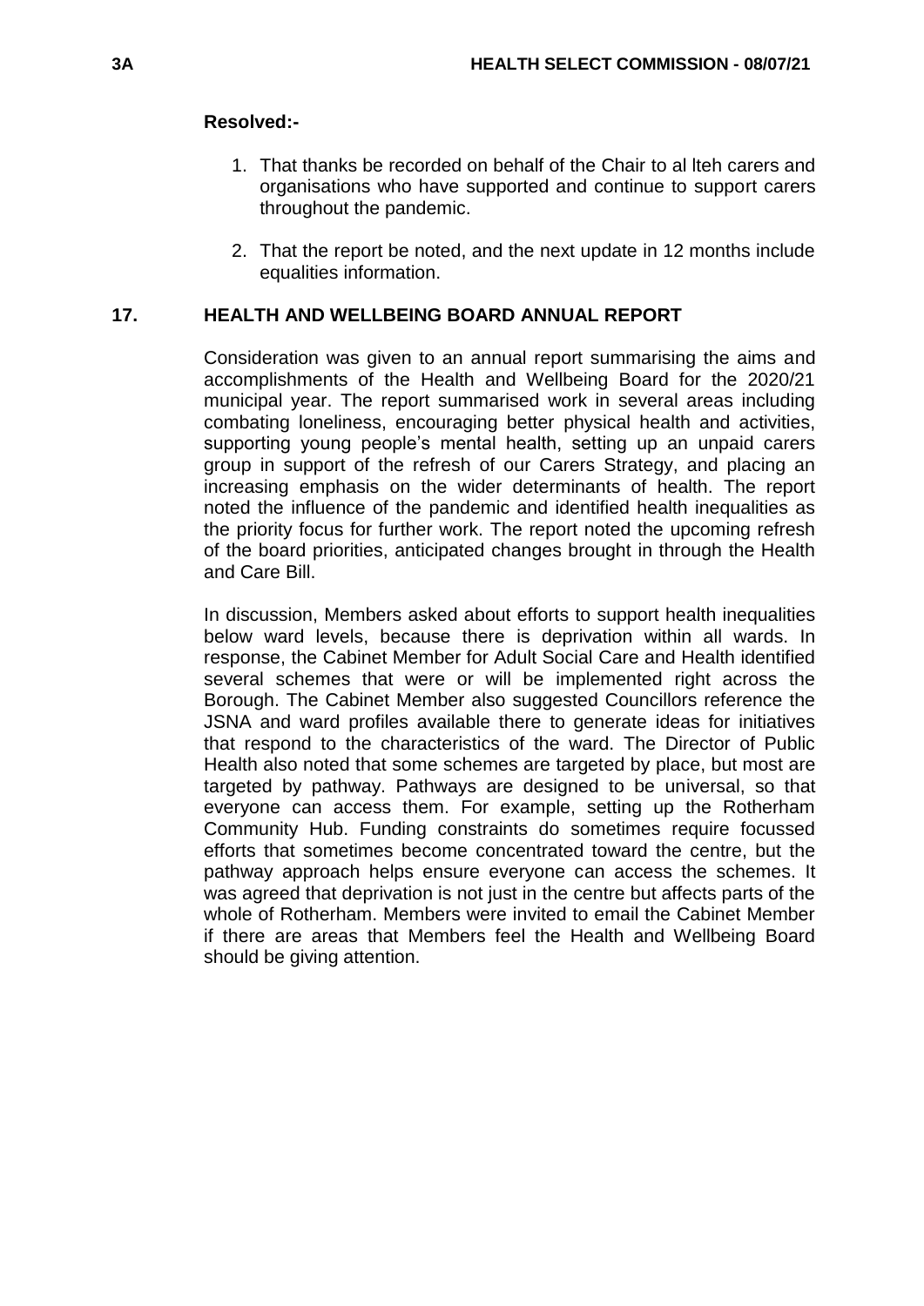**Resolved:-**

1. That thanks be recorded on behalf of the Chair to al lteh carers and organisations who have supported and continue to support carers throughout the pandemic.

2. That the report be noted, and the next update in 12 months include equalities information.

## 17. HEALTH AND WELLBEING BOARD ANNUAL REPORT

Consideration was given to an annual report summarising the aims and accomplishments of the Health and Wellbeing Board for the 2020/21 municipal year. The report summarised work in several areas including combating loneliness, encouraging better physical health and activities, supporting young people's mental health, setting up an unpaid carers group in support of the refresh of our Carers Strategy, and placing an increasing emphasis on the wider determinants of health. The report noted the influence of the pandemic and identified health inequalities as the priority focus for further work. The report noted the upcoming refresh of the board priorities, anticipated changes brought in through the Health and Care Bill.

In discussion, Members asked about efforts to support health inequalities below ward levels, because there is deprivation within all wards. In response, the Cabinet Member for Adult Social Care and Health identified several schemes that were or will be implemented right across the Borough. The Cabinet Member also suggested Councillors reference the JSNA and ward profiles available there to generate ideas for initiatives that respond to the characteristics of the ward. The Director of Public Health also noted that some schemes are targeted by place, but most are targeted by pathway. Pathways are designed to be universal, so that everyone can access them. For example, setting up the Rotherham Community Hub. Funding constraints do sometimes require focussed efforts that sometimes become concentrated toward the centre, but the pathway approach helps ensure everyone can access the schemes. It was agreed that deprivation is not just in the centre but affects parts of the whole of Rotherham. Members were invited to email the Cabinet Member if there are areas that Members feel the Health and Wellbeing Board should be giving attention.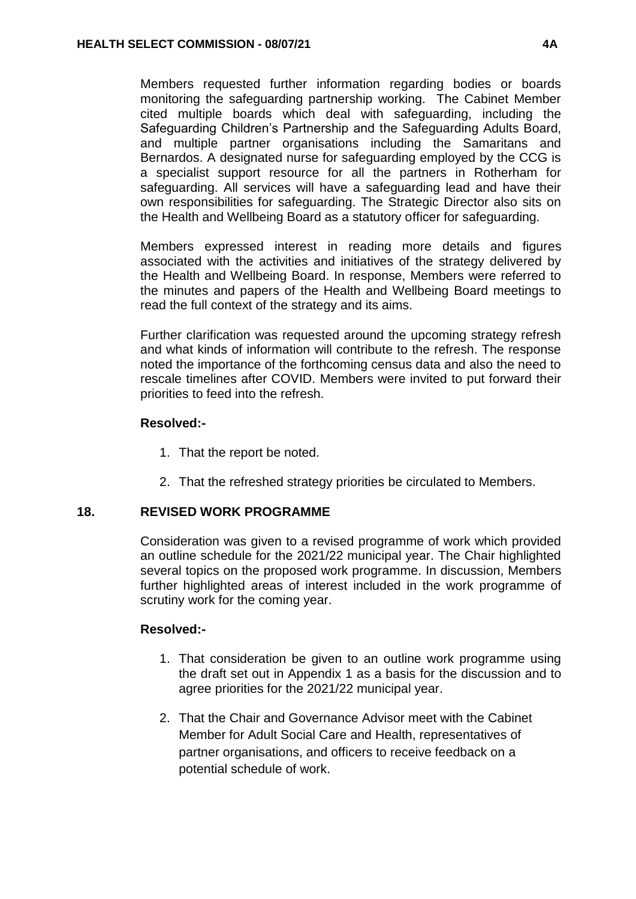Members requested further information regarding bodies or boards monitoring the safeguarding partnership working. The Cabinet Member cited multiple boards which deal with safeguarding, including the Safeguarding Children's Partnership and the Safeguarding Adults Board, and multiple partner organisations including the Samaritans and Bernardos. A designated nurse for safeguarding employed by the CCG is a specialist support resource for all the partners in Rotherham for safeguarding. All services will have a safeguarding lead and have their own responsibilities for safeguarding. The Strategic Director also sits on the Health and Wellbeing Board as a statutory officer for safeguarding.

Members expressed interest in reading more details and figures associated with the activities and initiatives of the strategy delivered by the Health and Wellbeing Board. In response, Members were referred to the minutes and papers of the Health and Wellbeing Board meetings to read the full context of the strategy and its aims.

Further clarification was requested around the upcoming strategy refresh and what kinds of information will contribute to the refresh. The response noted the importance of the forthcoming census data and also the need to rescale timelines after COVID. Members were invited to put forward their priorities to feed into the refresh.

**Resolved:-**

1. That the report be noted.
2. That the refreshed strategy priorities be circulated to Members.

## 18. REVISED WORK PROGRAMME

Consideration was given to a revised programme of work which provided an outline schedule for the 2021/22 municipal year. The Chair highlighted several topics on the proposed work programme. In discussion, Members further highlighted areas of interest included in the work programme of scrutiny work for the coming year.

**Resolved:-**

1. That consideration be given to an outline work programme using the draft set out in Appendix 1 as a basis for the discussion and to agree priorities for the 2021/22 municipal year.
2. That the Chair and Governance Advisor meet with the Cabinet Member for Adult Social Care and Health, representatives of partner organisations, and officers to receive feedback on a potential schedule of work.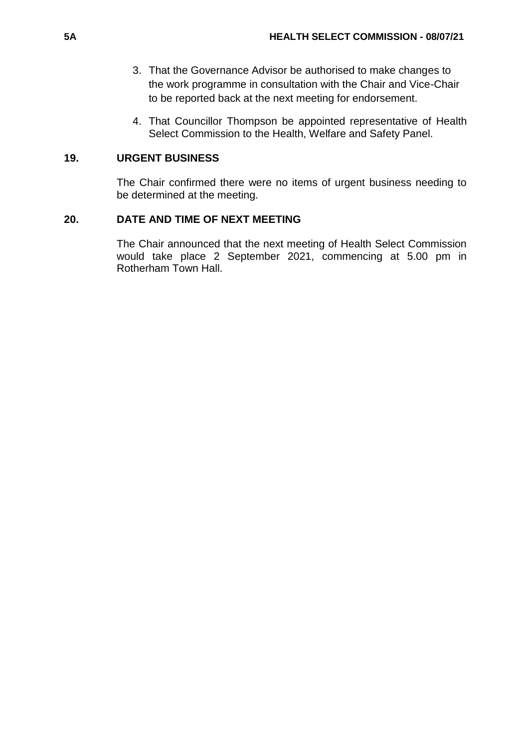3. That the Governance Advisor be authorised to make changes to the work programme in consultation with the Chair and Vice-Chair to be reported back at the next meeting for endorsement.

4. That Councillor Thompson be appointed representative of Health Select Commission to the Health, Welfare and Safety Panel.

## 19. URGENT BUSINESS

The Chair confirmed there were no items of urgent business needing to be determined at the meeting.

## 20. DATE AND TIME OF NEXT MEETING

The Chair announced that the next meeting of Health Select Commission would take place 2 September 2021, commencing at 5.00 pm in Rotherham Town Hall.